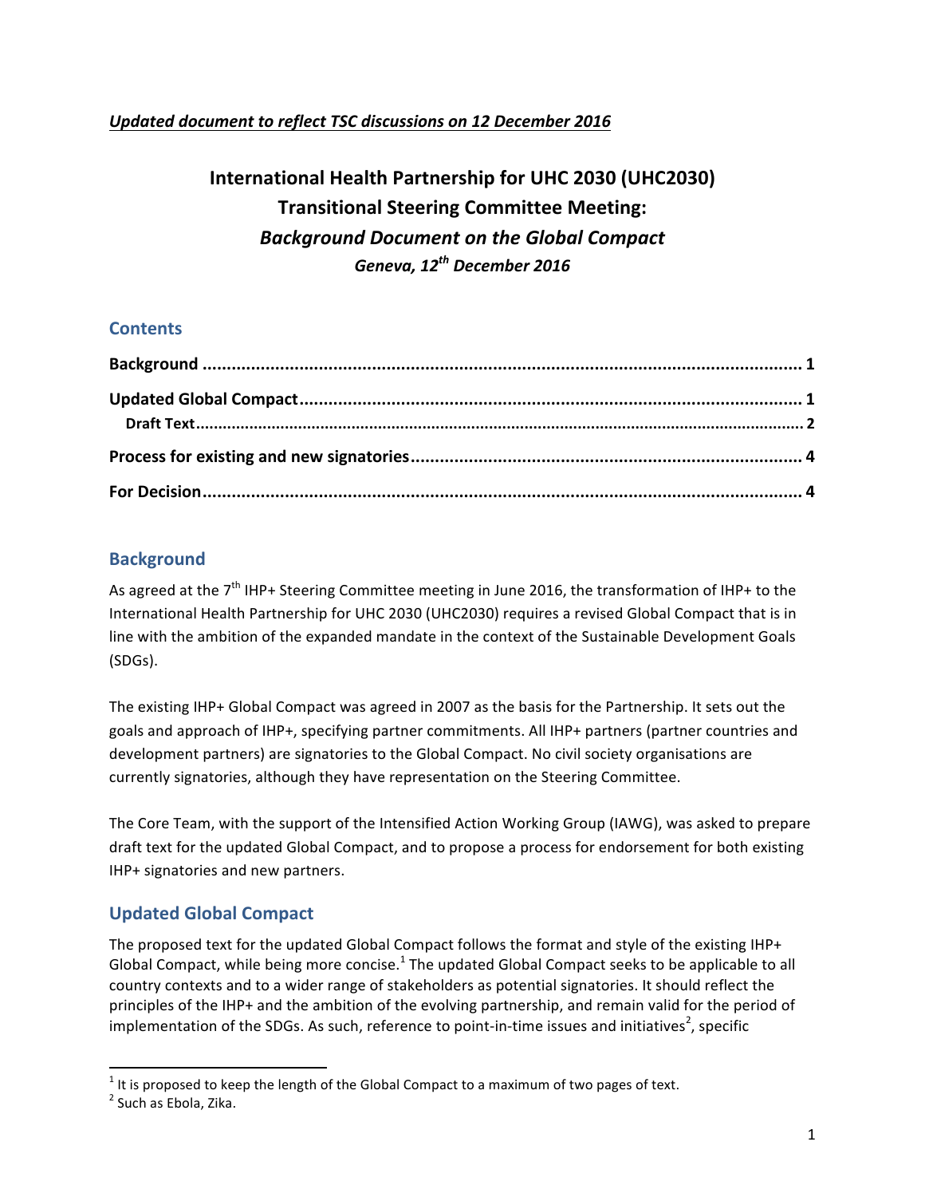***Updated document to reflect TSC discussions on 12 December 2016***

# International Health Partnership for UHC 2030 (UHC2030) Transitional Steering Committee Meeting: *Background Document on the Global Compact* *Geneva, 12th December 2016*

## Contents

**Background** ........................................................................................................... **1**

**Updated Global Compact** ........................................................................................ **1**

**Draft Text** ............................................................................................................. **2**

**Process for existing and new signatories** ................................................................ **4**

**For Decision** .......................................................................................................... **4**

## Background

As agreed at the 7th IHP+ Steering Committee meeting in June 2016, the transformation of IHP+ to the International Health Partnership for UHC 2030 (UHC2030) requires a revised Global Compact that is in line with the ambition of the expanded mandate in the context of the Sustainable Development Goals (SDGs).

The existing IHP+ Global Compact was agreed in 2007 as the basis for the Partnership. It sets out the goals and approach of IHP+, specifying partner commitments. All IHP+ partners (partner countries and development partners) are signatories to the Global Compact. No civil society organisations are currently signatories, although they have representation on the Steering Committee.

The Core Team, with the support of the Intensified Action Working Group (IAWG), was asked to prepare draft text for the updated Global Compact, and to propose a process for endorsement for both existing IHP+ signatories and new partners.

## Updated Global Compact

The proposed text for the updated Global Compact follows the format and style of the existing IHP+ Global Compact, while being more concise.[1] The updated Global Compact seeks to be applicable to all country contexts and to a wider range of stakeholders as potential signatories. It should reflect the principles of the IHP+ and the ambition of the evolving partnership, and remain valid for the period of implementation of the SDGs. As such, reference to point-in-time issues and initiatives[2], specific

[1] It is proposed to keep the length of the Global Compact to a maximum of two pages of text.

[2] Such as Ebola, Zika.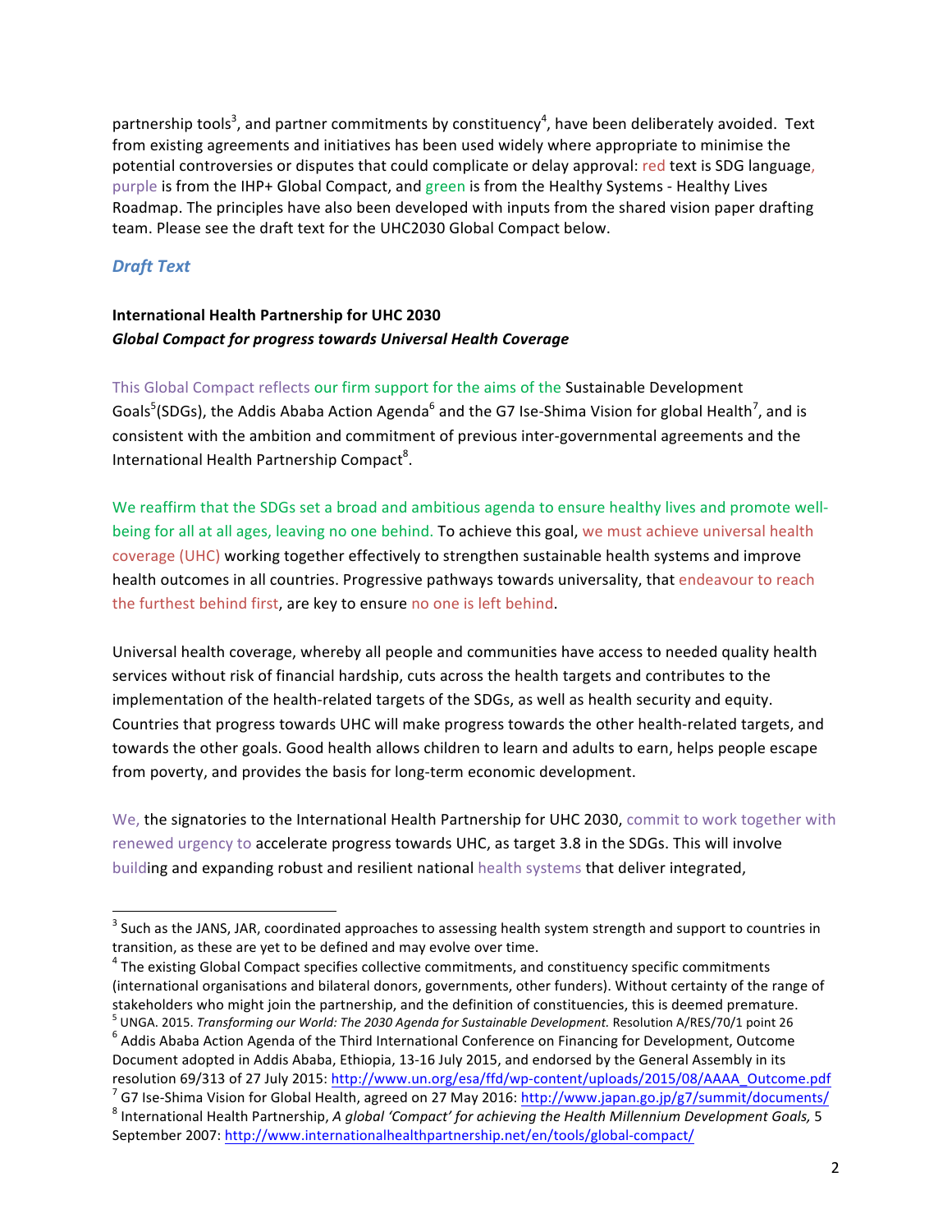partnership tools[3], and partner commitments by constituency[4], have been deliberately avoided. Text from existing agreements and initiatives has been used widely where appropriate to minimise the potential controversies or disputes that could complicate or delay approval: red text is SDG language, purple is from the IHP+ Global Compact, and green is from the Healthy Systems - Healthy Lives Roadmap. The principles have also been developed with inputs from the shared vision paper drafting team. Please see the draft text for the UHC2030 Global Compact below.

## *Draft Text*

**International Health Partnership for UHC 2030**
***Global Compact for progress towards Universal Health Coverage***

This Global Compact reflects our firm support for the aims of the Sustainable Development Goals[5](SDGs), the Addis Ababa Action Agenda[6] and the G7 Ise-Shima Vision for global Health[7], and is consistent with the ambition and commitment of previous inter-governmental agreements and the International Health Partnership Compact[8].

We reaffirm that the SDGs set a broad and ambitious agenda to ensure healthy lives and promote well-being for all at all ages, leaving no one behind. To achieve this goal, we must achieve universal health coverage (UHC) working together effectively to strengthen sustainable health systems and improve health outcomes in all countries. Progressive pathways towards universality, that endeavour to reach the furthest behind first, are key to ensure no one is left behind.

Universal health coverage, whereby all people and communities have access to needed quality health services without risk of financial hardship, cuts across the health targets and contributes to the implementation of the health-related targets of the SDGs, as well as health security and equity. Countries that progress towards UHC will make progress towards the other health-related targets, and towards the other goals. Good health allows children to learn and adults to earn, helps people escape from poverty, and provides the basis for long-term economic development.

We, the signatories to the International Health Partnership for UHC 2030, commit to work together with renewed urgency to accelerate progress towards UHC, as target 3.8 in the SDGs. This will involve building and expanding robust and resilient national health systems that deliver integrated,

---

[3] Such as the JANS, JAR, coordinated approaches to assessing health system strength and support to countries in transition, as these are yet to be defined and may evolve over time.

[4] The existing Global Compact specifies collective commitments, and constituency specific commitments (international organisations and bilateral donors, governments, other funders). Without certainty of the range of stakeholders who might join the partnership, and the definition of constituencies, this is deemed premature.

[5] UNGA. 2015. *Transforming our World: The 2030 Agenda for Sustainable Development.* Resolution A/RES/70/1 point 26

[6] Addis Ababa Action Agenda of the Third International Conference on Financing for Development, Outcome Document adopted in Addis Ababa, Ethiopia, 13-16 July 2015, and endorsed by the General Assembly in its resolution 69/313 of 27 July 2015: http://www.un.org/esa/ffd/wp-content/uploads/2015/08/AAAA_Outcome.pdf

[7] G7 Ise-Shima Vision for Global Health, agreed on 27 May 2016: http://www.japan.go.jp/g7/summit/documents/

[8] International Health Partnership, *A global 'Compact' for achieving the Health Millennium Development Goals,* 5 September 2007: http://www.internationalhealthpartnership.net/en/tools/global-compact/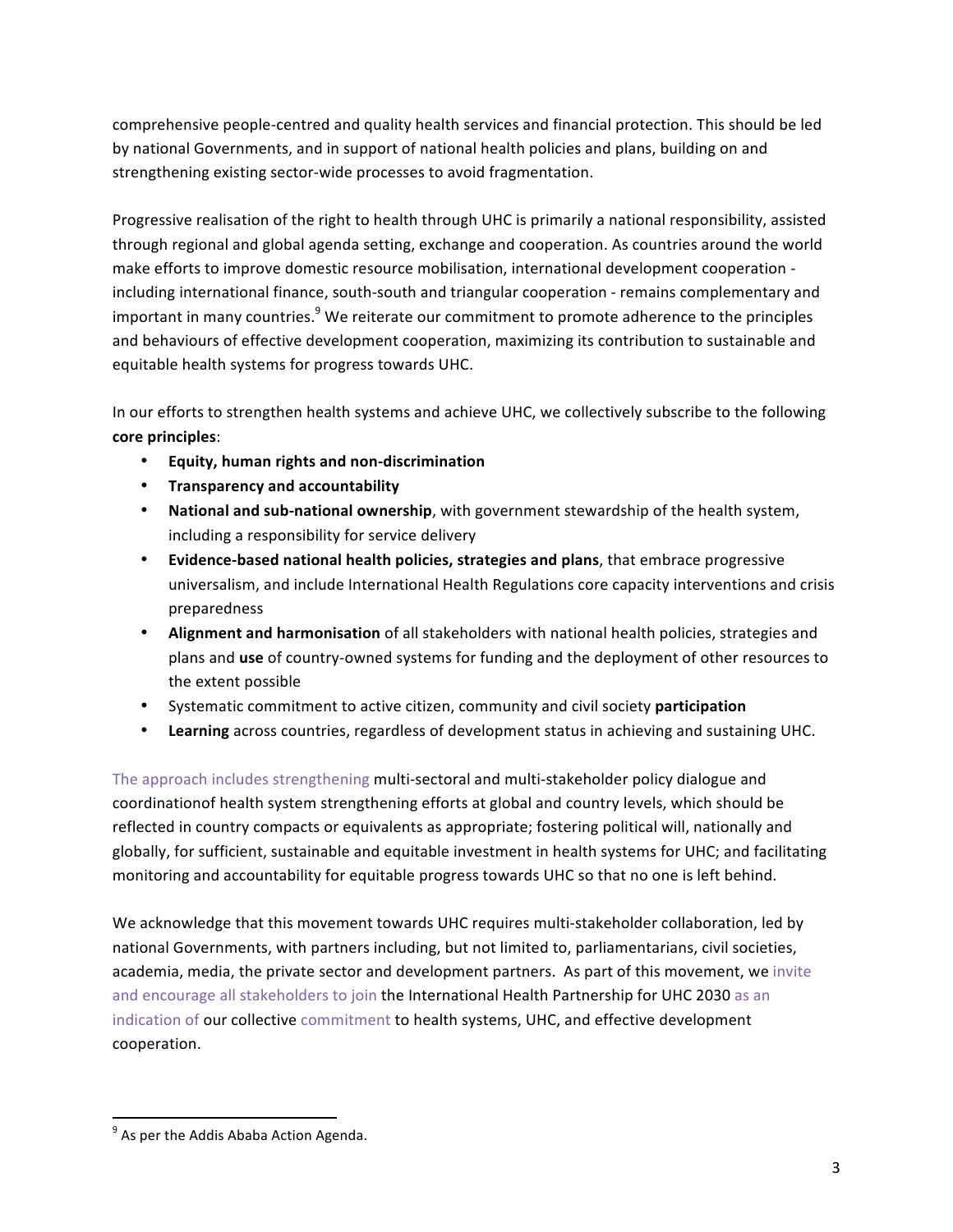comprehensive people-centred and quality health services and financial protection. This should be led by national Governments, and in support of national health policies and plans, building on and strengthening existing sector-wide processes to avoid fragmentation.

Progressive realisation of the right to health through UHC is primarily a national responsibility, assisted through regional and global agenda setting, exchange and cooperation. As countries around the world make efforts to improve domestic resource mobilisation, international development cooperation - including international finance, south-south and triangular cooperation - remains complementary and important in many countries.[9] We reiterate our commitment to promote adherence to the principles and behaviours of effective development cooperation, maximizing its contribution to sustainable and equitable health systems for progress towards UHC.

In our efforts to strengthen health systems and achieve UHC, we collectively subscribe to the following **core principles**:

- **Equity, human rights and non-discrimination**
- **Transparency and accountability**
- **National and sub-national ownership**, with government stewardship of the health system, including a responsibility for service delivery
- **Evidence-based national health policies, strategies and plans**, that embrace progressive universalism, and include International Health Regulations core capacity interventions and crisis preparedness
- **Alignment and harmonisation** of all stakeholders with national health policies, strategies and plans and **use** of country-owned systems for funding and the deployment of other resources to the extent possible
- Systematic commitment to active citizen, community and civil society **participation**
- **Learning** across countries, regardless of development status in achieving and sustaining UHC.

The approach includes strengthening multi-sectoral and multi-stakeholder policy dialogue and coordinationof health system strengthening efforts at global and country levels, which should be reflected in country compacts or equivalents as appropriate; fostering political will, nationally and globally, for sufficient, sustainable and equitable investment in health systems for UHC; and facilitating monitoring and accountability for equitable progress towards UHC so that no one is left behind.

We acknowledge that this movement towards UHC requires multi-stakeholder collaboration, led by national Governments, with partners including, but not limited to, parliamentarians, civil societies, academia, media, the private sector and development partners. As part of this movement, we invite and encourage all stakeholders to join the International Health Partnership for UHC 2030 as an indication of our collective commitment to health systems, UHC, and effective development cooperation.

[9] As per the Addis Ababa Action Agenda.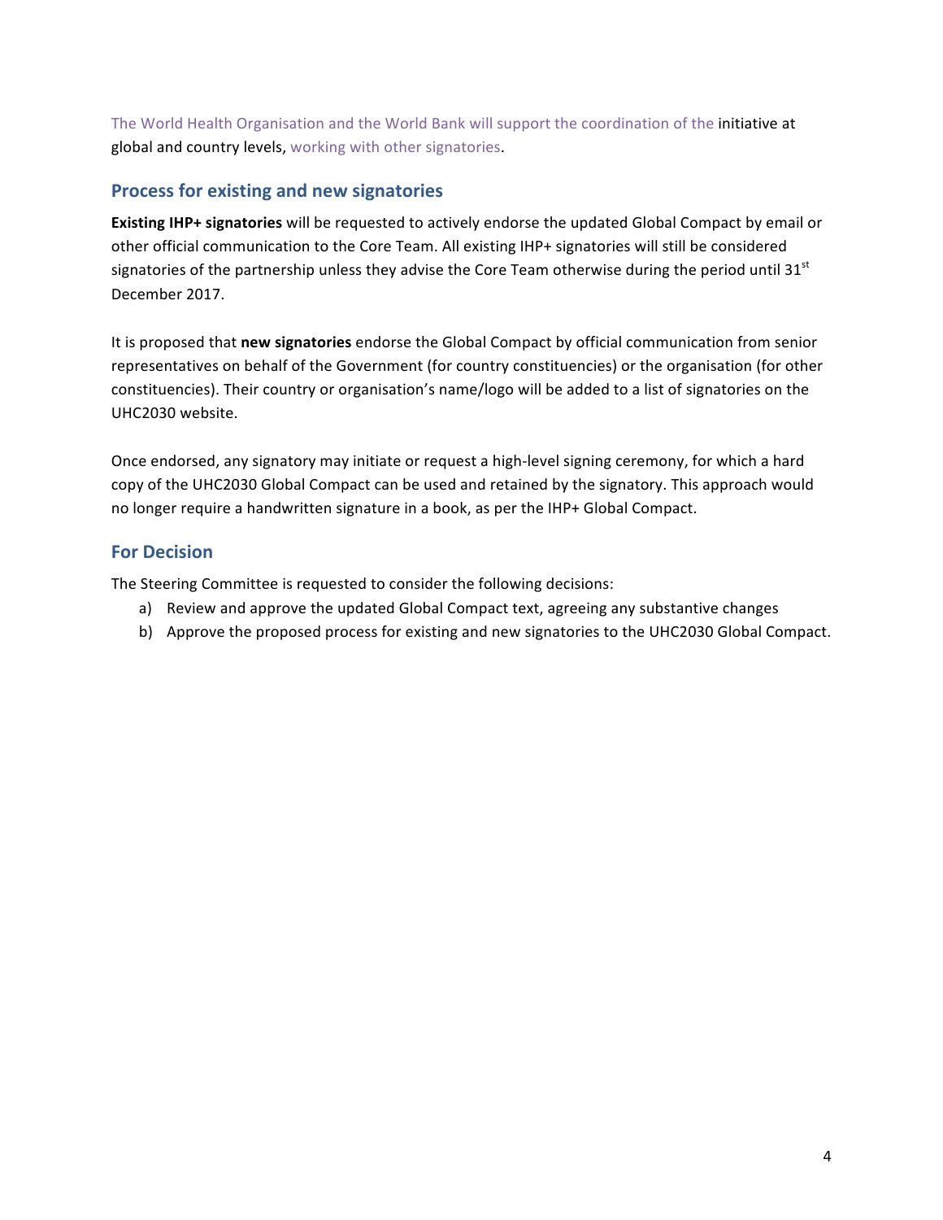The World Health Organisation and the World Bank will support the coordination of the initiative at global and country levels, working with other signatories.

## Process for existing and new signatories

**Existing IHP+ signatories** will be requested to actively endorse the updated Global Compact by email or other official communication to the Core Team. All existing IHP+ signatories will still be considered signatories of the partnership unless they advise the Core Team otherwise during the period until 31st December 2017.

It is proposed that **new signatories** endorse the Global Compact by official communication from senior representatives on behalf of the Government (for country constituencies) or the organisation (for other constituencies). Their country or organisation's name/logo will be added to a list of signatories on the UHC2030 website.

Once endorsed, any signatory may initiate or request a high-level signing ceremony, for which a hard copy of the UHC2030 Global Compact can be used and retained by the signatory. This approach would no longer require a handwritten signature in a book, as per the IHP+ Global Compact.

## For Decision

The Steering Committee is requested to consider the following decisions:

a) Review and approve the updated Global Compact text, agreeing any substantive changes
b) Approve the proposed process for existing and new signatories to the UHC2030 Global Compact.